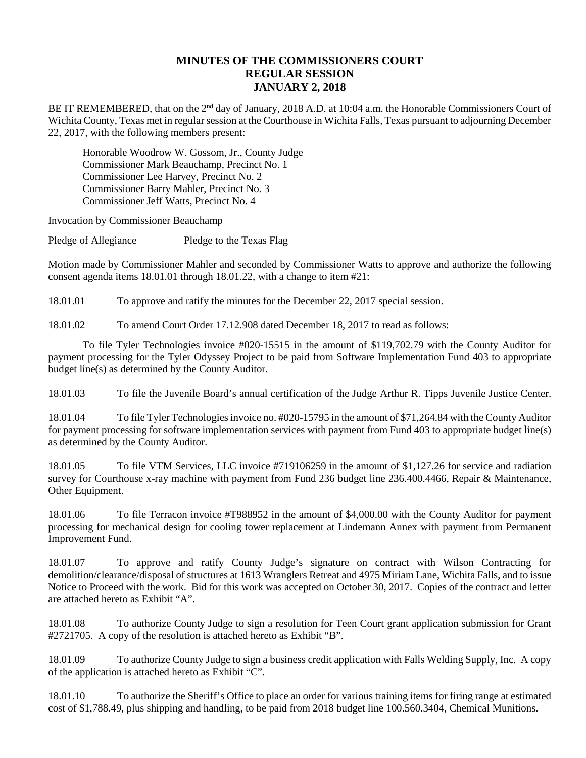# MINUTES OF THE COMMISSIONERS COURT
## REGULAR SESSION
## JANUARY 2, 2018

BE IT REMEMBERED, that on the 2nd day of January, 2018 A.D. at 10:04 a.m. the Honorable Commissioners Court of Wichita County, Texas met in regular session at the Courthouse in Wichita Falls, Texas pursuant to adjourning December 22, 2017, with the following members present:

Honorable Woodrow W. Gossom, Jr., County Judge
Commissioner Mark Beauchamp, Precinct No. 1
Commissioner Lee Harvey, Precinct No. 2
Commissioner Barry Mahler, Precinct No. 3
Commissioner Jeff Watts, Precinct No. 4

Invocation by Commissioner Beauchamp

Pledge of Allegiance Pledge to the Texas Flag

Motion made by Commissioner Mahler and seconded by Commissioner Watts to approve and authorize the following consent agenda items 18.01.01 through 18.01.22, with a change to item #21:

18.01.01 To approve and ratify the minutes for the December 22, 2017 special session.

18.01.02 To amend Court Order 17.12.908 dated December 18, 2017 to read as follows:

To file Tyler Technologies invoice #020-15515 in the amount of $119,702.79 with the County Auditor for payment processing for the Tyler Odyssey Project to be paid from Software Implementation Fund 403 to appropriate budget line(s) as determined by the County Auditor.

18.01.03 To file the Juvenile Board's annual certification of the Judge Arthur R. Tipps Juvenile Justice Center.

18.01.04 To file Tyler Technologies invoice no. #020-15795 in the amount of $71,264.84 with the County Auditor for payment processing for software implementation services with payment from Fund 403 to appropriate budget line(s) as determined by the County Auditor.

18.01.05 To file VTM Services, LLC invoice #719106259 in the amount of $1,127.26 for service and radiation survey for Courthouse x-ray machine with payment from Fund 236 budget line 236.400.4466, Repair & Maintenance, Other Equipment.

18.01.06 To file Terracon invoice #T988952 in the amount of $4,000.00 with the County Auditor for payment processing for mechanical design for cooling tower replacement at Lindemann Annex with payment from Permanent Improvement Fund.

18.01.07 To approve and ratify County Judge's signature on contract with Wilson Contracting for demolition/clearance/disposal of structures at 1613 Wranglers Retreat and 4975 Miriam Lane, Wichita Falls, and to issue Notice to Proceed with the work. Bid for this work was accepted on October 30, 2017. Copies of the contract and letter are attached hereto as Exhibit "A".

18.01.08 To authorize County Judge to sign a resolution for Teen Court grant application submission for Grant #2721705. A copy of the resolution is attached hereto as Exhibit "B".

18.01.09 To authorize County Judge to sign a business credit application with Falls Welding Supply, Inc. A copy of the application is attached hereto as Exhibit "C".

18.01.10 To authorize the Sheriff's Office to place an order for various training items for firing range at estimated cost of $1,788.49, plus shipping and handling, to be paid from 2018 budget line 100.560.3404, Chemical Munitions.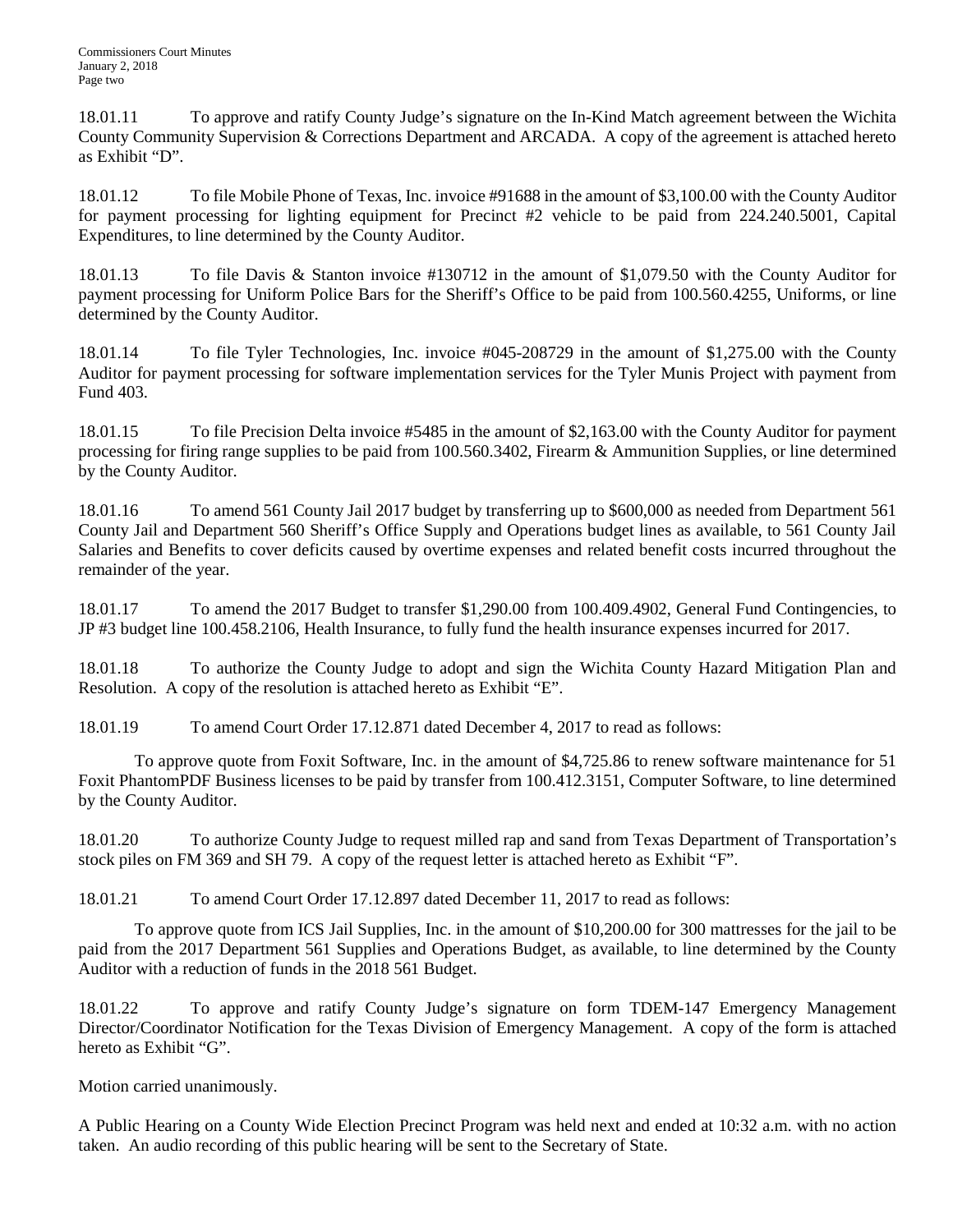18.01.11 To approve and ratify County Judge's signature on the In-Kind Match agreement between the Wichita County Community Supervision & Corrections Department and ARCADA. A copy of the agreement is attached hereto as Exhibit "D".

18.01.12 To file Mobile Phone of Texas, Inc. invoice #91688 in the amount of $3,100.00 with the County Auditor for payment processing for lighting equipment for Precinct #2 vehicle to be paid from 224.240.5001, Capital Expenditures, to line determined by the County Auditor.

18.01.13 To file Davis & Stanton invoice #130712 in the amount of $1,079.50 with the County Auditor for payment processing for Uniform Police Bars for the Sheriff's Office to be paid from 100.560.4255, Uniforms, or line determined by the County Auditor.

18.01.14 To file Tyler Technologies, Inc. invoice #045-208729 in the amount of $1,275.00 with the County Auditor for payment processing for software implementation services for the Tyler Munis Project with payment from Fund 403.

18.01.15 To file Precision Delta invoice #5485 in the amount of $2,163.00 with the County Auditor for payment processing for firing range supplies to be paid from 100.560.3402, Firearm & Ammunition Supplies, or line determined by the County Auditor.

18.01.16 To amend 561 County Jail 2017 budget by transferring up to $600,000 as needed from Department 561 County Jail and Department 560 Sheriff's Office Supply and Operations budget lines as available, to 561 County Jail Salaries and Benefits to cover deficits caused by overtime expenses and related benefit costs incurred throughout the remainder of the year.

18.01.17 To amend the 2017 Budget to transfer $1,290.00 from 100.409.4902, General Fund Contingencies, to JP #3 budget line 100.458.2106, Health Insurance, to fully fund the health insurance expenses incurred for 2017.

18.01.18 To authorize the County Judge to adopt and sign the Wichita County Hazard Mitigation Plan and Resolution. A copy of the resolution is attached hereto as Exhibit "E".

18.01.19 To amend Court Order 17.12.871 dated December 4, 2017 to read as follows:

To approve quote from Foxit Software, Inc. in the amount of $4,725.86 to renew software maintenance for 51 Foxit PhantomPDF Business licenses to be paid by transfer from 100.412.3151, Computer Software, to line determined by the County Auditor.

18.01.20 To authorize County Judge to request milled rap and sand from Texas Department of Transportation's stock piles on FM 369 and SH 79. A copy of the request letter is attached hereto as Exhibit "F".

18.01.21 To amend Court Order 17.12.897 dated December 11, 2017 to read as follows:

To approve quote from ICS Jail Supplies, Inc. in the amount of $10,200.00 for 300 mattresses for the jail to be paid from the 2017 Department 561 Supplies and Operations Budget, as available, to line determined by the County Auditor with a reduction of funds in the 2018 561 Budget.

18.01.22 To approve and ratify County Judge's signature on form TDEM-147 Emergency Management Director/Coordinator Notification for the Texas Division of Emergency Management. A copy of the form is attached hereto as Exhibit "G".

Motion carried unanimously.

A Public Hearing on a County Wide Election Precinct Program was held next and ended at 10:32 a.m. with no action taken. An audio recording of this public hearing will be sent to the Secretary of State.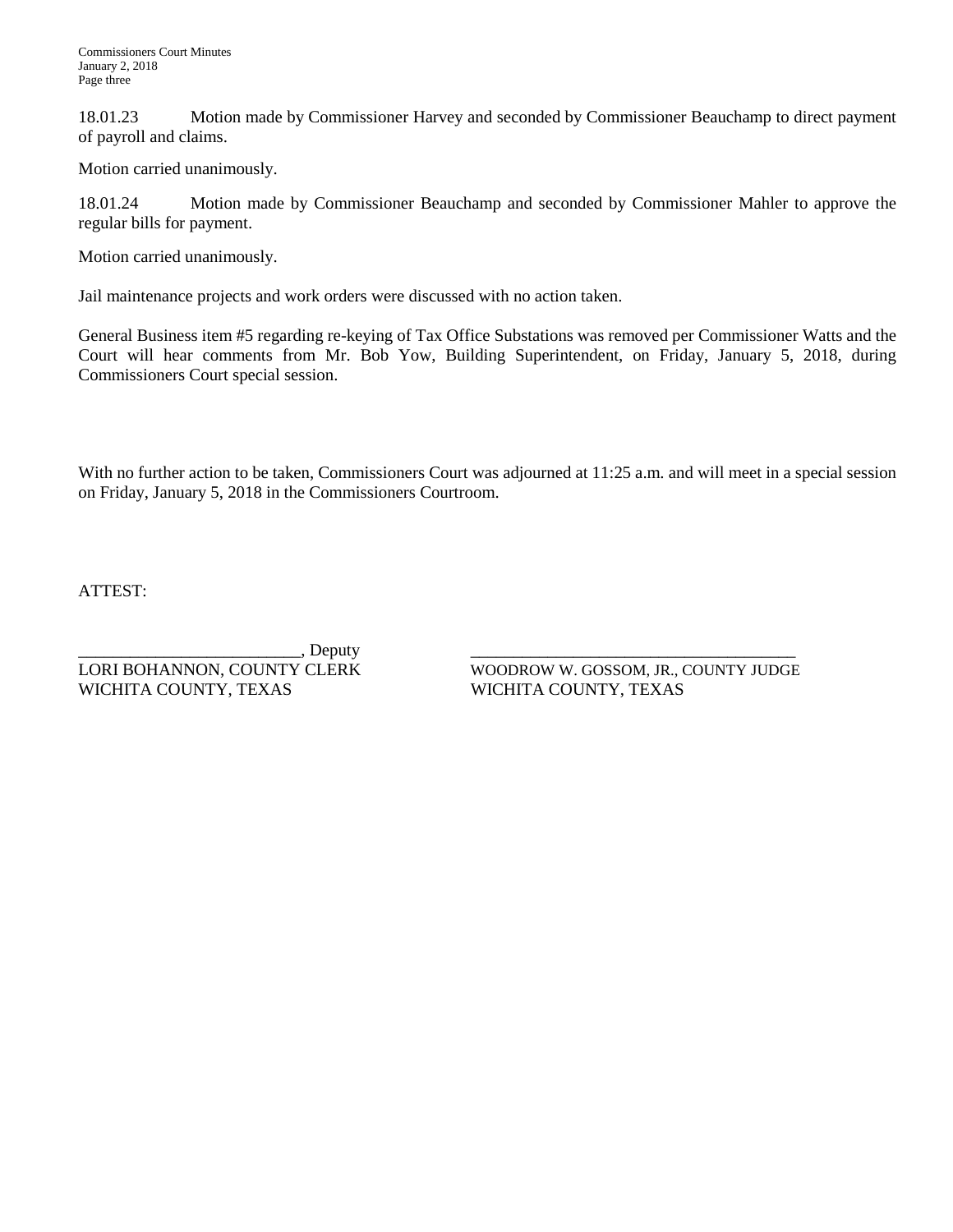18.01.23 Motion made by Commissioner Harvey and seconded by Commissioner Beauchamp to direct payment of payroll and claims.

Motion carried unanimously.

18.01.24 Motion made by Commissioner Beauchamp and seconded by Commissioner Mahler to approve the regular bills for payment.

Motion carried unanimously.

Jail maintenance projects and work orders were discussed with no action taken.

General Business item #5 regarding re-keying of Tax Office Substations was removed per Commissioner Watts and the Court will hear comments from Mr. Bob Yow, Building Superintendent, on Friday, January 5, 2018, during Commissioners Court special session.

With no further action to be taken, Commissioners Court was adjourned at 11:25 a.m. and will meet in a special session on Friday, January 5, 2018 in the Commissioners Courtroom.

ATTEST:

___________________________, Deputy
LORI BOHANNON, COUNTY CLERK
WICHITA COUNTY, TEXAS

________________________________________
WOODROW W. GOSSOM, JR., COUNTY JUDGE
WICHITA COUNTY, TEXAS